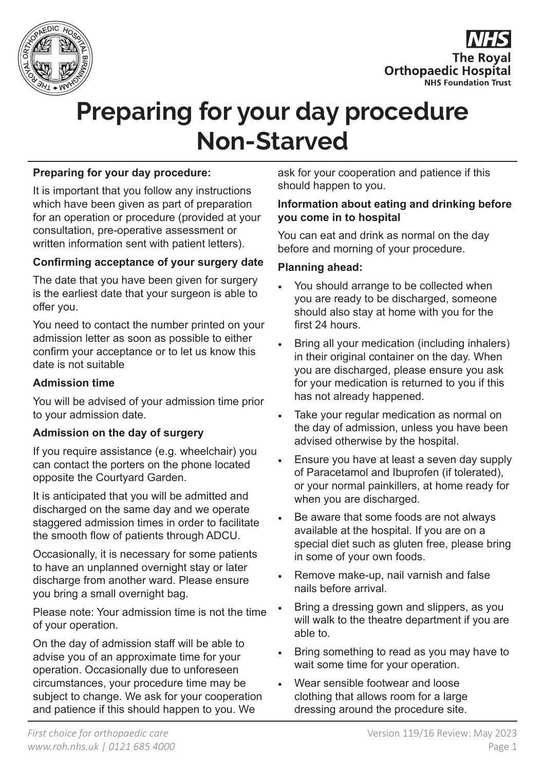# Preparing for your day procedure Non-Starved

**Preparing for your day procedure:**

It is important that you follow any instructions which have been given as part of preparation for an operation or procedure (provided at your consultation, pre-operative assessment or written information sent with patient letters).

**Confirming acceptance of your surgery date**

The date that you have been given for surgery is the earliest date that your surgeon is able to offer you.

You need to contact the number printed on your admission letter as soon as possible to either confirm your acceptance or to let us know this date is not suitable

**Admission time**

You will be advised of your admission time prior to your admission date.

**Admission on the day of surgery**

If you require assistance (e.g. wheelchair) you can contact the porters on the phone located opposite the Courtyard Garden.

It is anticipated that you will be admitted and discharged on the same day and we operate staggered admission times in order to facilitate the smooth flow of patients through ADCU.

Occasionally, it is necessary for some patients to have an unplanned overnight stay or later discharge from another ward. Please ensure you bring a small overnight bag.

Please note: Your admission time is not the time of your operation.

On the day of admission staff will be able to advise you of an approximate time for your operation. Occasionally due to unforeseen circumstances, your procedure time may be subject to change. We ask for your cooperation and patience if this should happen to you. We ask for your cooperation and patience if this should happen to you.

**Information about eating and drinking before you come in to hospital**

You can eat and drink as normal on the day before and morning of your procedure.

**Planning ahead:**

- You should arrange to be collected when you are ready to be discharged, someone should also stay at home with you for the first 24 hours.
- Bring all your medication (including inhalers) in their original container on the day. When you are discharged, please ensure you ask for your medication is returned to you if this has not already happened.
- Take your regular medication as normal on the day of admission, unless you have been advised otherwise by the hospital.
- Ensure you have at least a seven day supply of Paracetamol and Ibuprofen (if tolerated), or your normal painkillers, at home ready for when you are discharged.
- Be aware that some foods are not always available at the hospital. If you are on a special diet such as gluten free, please bring in some of your own foods.
- Remove make-up, nail varnish and false nails before arrival.
- Bring a dressing gown and slippers, as you will walk to the theatre department if you are able to.
- Bring something to read as you may have to wait some time for your operation.
- Wear sensible footwear and loose clothing that allows room for a large dressing around the procedure site.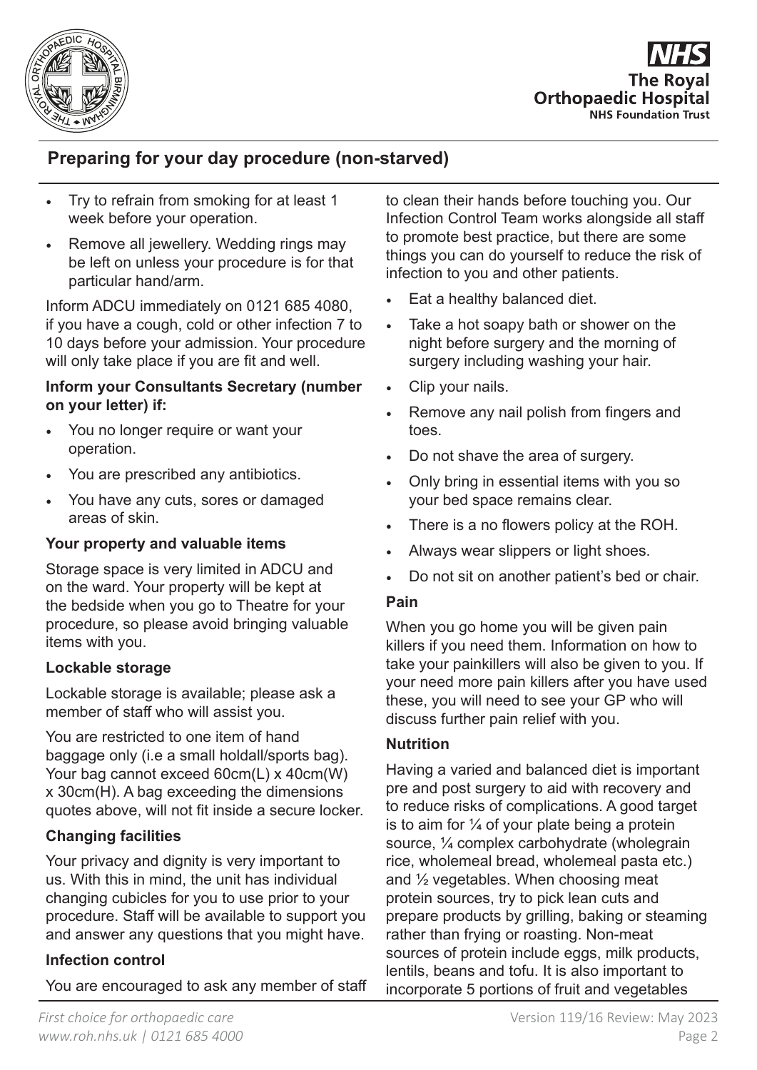## Preparing for your day procedure (non-starved)

- Try to refrain from smoking for at least 1 week before your operation.
- Remove all jewellery. Wedding rings may be left on unless your procedure is for that particular hand/arm.

Inform ADCU immediately on 0121 685 4080, if you have a cough, cold or other infection 7 to 10 days before your admission. Your procedure will only take place if you are fit and well.

**Inform your Consultants Secretary (number on your letter) if:**

- You no longer require or want your operation.
- You are prescribed any antibiotics.
- You have any cuts, sores or damaged areas of skin.

### Your property and valuable items

Storage space is very limited in ADCU and on the ward. Your property will be kept at the bedside when you go to Theatre for your procedure, so please avoid bringing valuable items with you.

### Lockable storage

Lockable storage is available; please ask a member of staff who will assist you.

You are restricted to one item of hand baggage only (i.e a small holdall/sports bag). Your bag cannot exceed 60cm(L) x 40cm(W) x 30cm(H). A bag exceeding the dimensions quotes above, will not fit inside a secure locker.

### Changing facilities

Your privacy and dignity is very important to us. With this in mind, the unit has individual changing cubicles for you to use prior to your procedure. Staff will be available to support you and answer any questions that you might have.

### Infection control

You are encouraged to ask any member of staff to clean their hands before touching you. Our Infection Control Team works alongside all staff to promote best practice, but there are some things you can do yourself to reduce the risk of infection to you and other patients.

- Eat a healthy balanced diet.
- Take a hot soapy bath or shower on the night before surgery and the morning of surgery including washing your hair.
- Clip your nails.
- Remove any nail polish from fingers and toes.
- Do not shave the area of surgery.
- Only bring in essential items with you so your bed space remains clear.
- There is a no flowers policy at the ROH.
- Always wear slippers or light shoes.
- Do not sit on another patient's bed or chair.

### Pain

When you go home you will be given pain killers if you need them. Information on how to take your painkillers will also be given to you. If your need more pain killers after you have used these, you will need to see your GP who will discuss further pain relief with you.

### Nutrition

Having a varied and balanced diet is important pre and post surgery to aid with recovery and to reduce risks of complications. A good target is to aim for ¼ of your plate being a protein source, ¼ complex carbohydrate (wholegrain rice, wholemeal bread, wholemeal pasta etc.) and ½ vegetables. When choosing meat protein sources, try to pick lean cuts and prepare products by grilling, baking or steaming rather than frying or roasting. Non-meat sources of protein include eggs, milk products, lentils, beans and tofu. It is also important to incorporate 5 portions of fruit and vegetables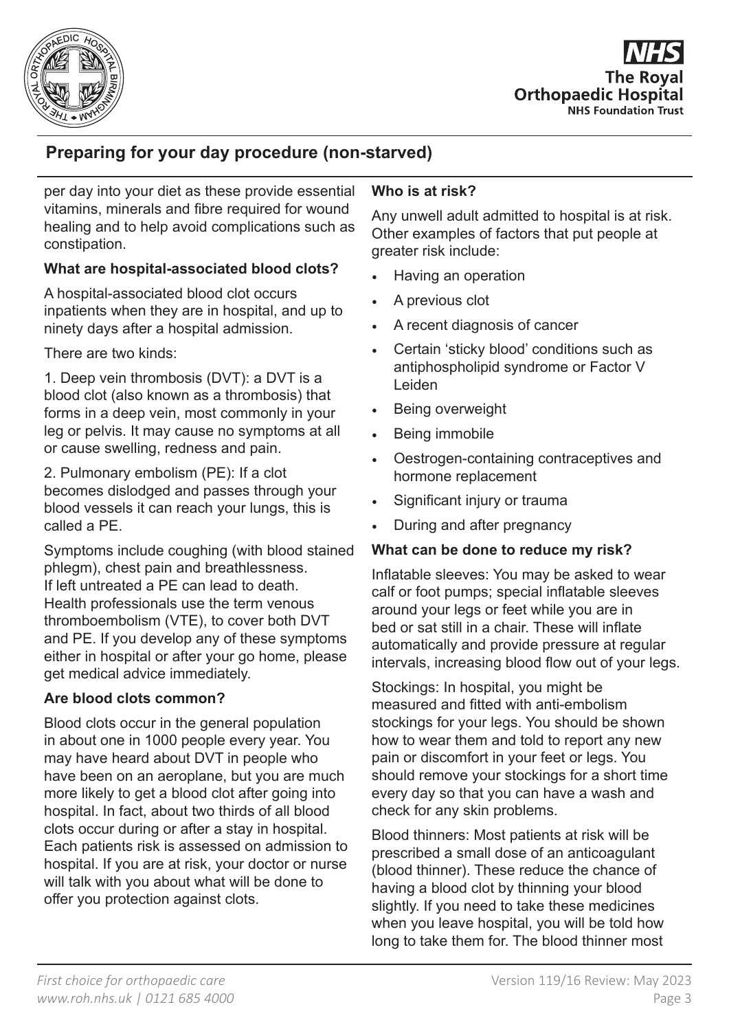per day into your diet as these provide essential vitamins, minerals and fibre required for wound healing and to help avoid complications such as constipation.

**What are hospital-associated blood clots?**

A hospital-associated blood clot occurs inpatients when they are in hospital, and up to ninety days after a hospital admission.

There are two kinds:

1. Deep vein thrombosis (DVT): a DVT is a blood clot (also known as a thrombosis) that forms in a deep vein, most commonly in your leg or pelvis. It may cause no symptoms at all or cause swelling, redness and pain.

2. Pulmonary embolism (PE): If a clot becomes dislodged and passes through your blood vessels it can reach your lungs, this is called a PE.

Symptoms include coughing (with blood stained phlegm), chest pain and breathlessness. If left untreated a PE can lead to death. Health professionals use the term venous thromboembolism (VTE), to cover both DVT and PE. If you develop any of these symptoms either in hospital or after your go home, please get medical advice immediately.

**Are blood clots common?**

Blood clots occur in the general population in about one in 1000 people every year. You may have heard about DVT in people who have been on an aeroplane, but you are much more likely to get a blood clot after going into hospital. In fact, about two thirds of all blood clots occur during or after a stay in hospital. Each patients risk is assessed on admission to hospital. If you are at risk, your doctor or nurse will talk with you about what will be done to offer you protection against clots.

**Who is at risk?**

Any unwell adult admitted to hospital is at risk. Other examples of factors that put people at greater risk include:

- Having an operation
- A previous clot
- A recent diagnosis of cancer
- Certain 'sticky blood' conditions such as antiphospholipid syndrome or Factor V Leiden
- Being overweight
- Being immobile
- Oestrogen-containing contraceptives and hormone replacement
- Significant injury or trauma
- During and after pregnancy

**What can be done to reduce my risk?**

Inflatable sleeves: You may be asked to wear calf or foot pumps; special inflatable sleeves around your legs or feet while you are in bed or sat still in a chair. These will inflate automatically and provide pressure at regular intervals, increasing blood flow out of your legs.

Stockings: In hospital, you might be measured and fitted with anti-embolism stockings for your legs. You should be shown how to wear them and told to report any new pain or discomfort in your feet or legs. You should remove your stockings for a short time every day so that you can have a wash and check for any skin problems.

Blood thinners: Most patients at risk will be prescribed a small dose of an anticoagulant (blood thinner). These reduce the chance of having a blood clot by thinning your blood slightly. If you need to take these medicines when you leave hospital, you will be told how long to take them for. The blood thinner most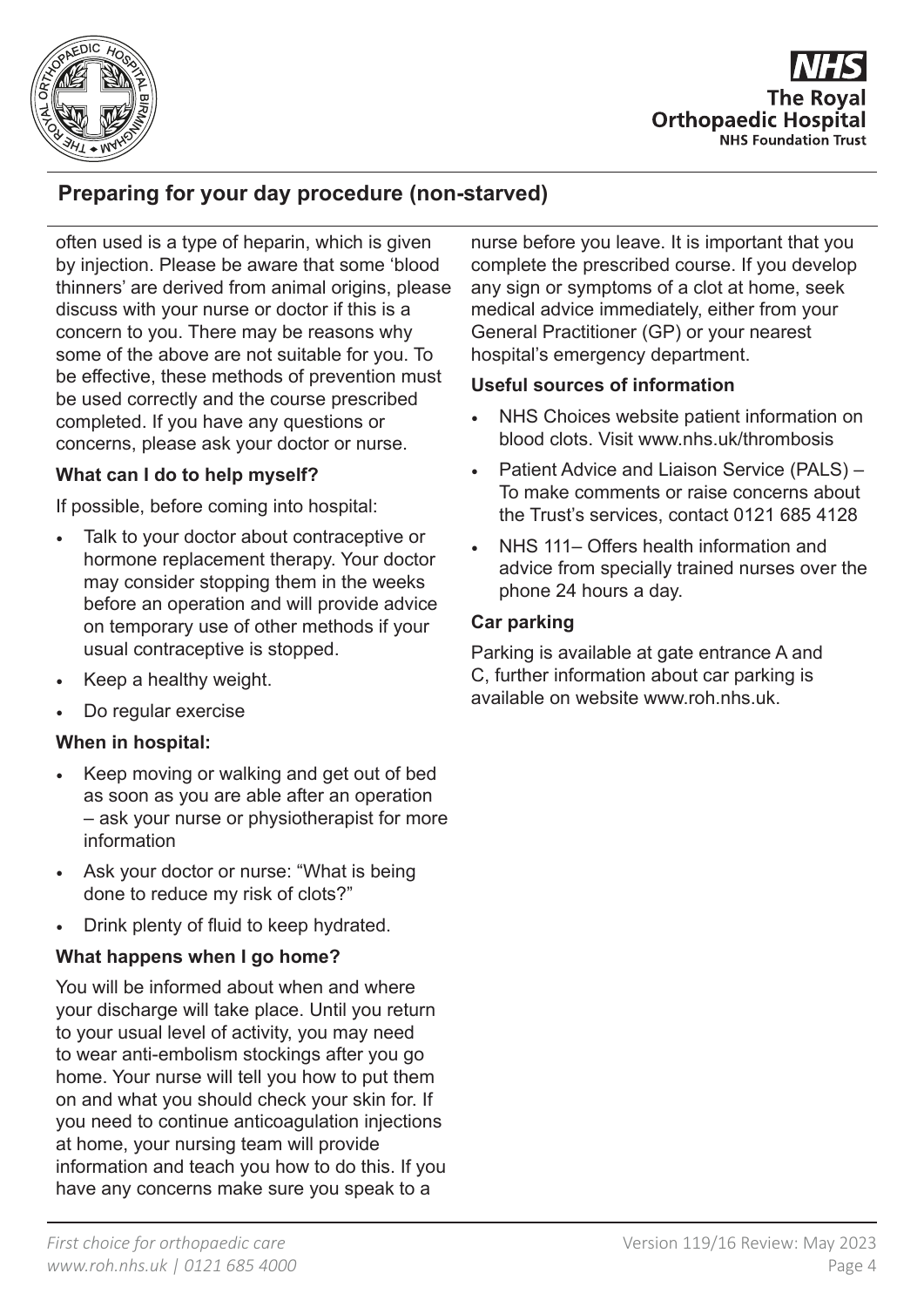often used is a type of heparin, which is given by injection. Please be aware that some 'blood thinners' are derived from animal origins, please discuss with your nurse or doctor if this is a concern to you. There may be reasons why some of the above are not suitable for you. To be effective, these methods of prevention must be used correctly and the course prescribed completed. If you have any questions or concerns, please ask your doctor or nurse.

**What can I do to help myself?**

If possible, before coming into hospital:

- Talk to your doctor about contraceptive or hormone replacement therapy. Your doctor may consider stopping them in the weeks before an operation and will provide advice on temporary use of other methods if your usual contraceptive is stopped.
- Keep a healthy weight.
- Do regular exercise

**When in hospital:**

- Keep moving or walking and get out of bed as soon as you are able after an operation – ask your nurse or physiotherapist for more information
- Ask your doctor or nurse: "What is being done to reduce my risk of clots?"
- Drink plenty of fluid to keep hydrated.

**What happens when I go home?**

You will be informed about when and where your discharge will take place. Until you return to your usual level of activity, you may need to wear anti-embolism stockings after you go home. Your nurse will tell you how to put them on and what you should check your skin for. If you need to continue anticoagulation injections at home, your nursing team will provide information and teach you how to do this. If you have any concerns make sure you speak to a nurse before you leave. It is important that you complete the prescribed course. If you develop any sign or symptoms of a clot at home, seek medical advice immediately, either from your General Practitioner (GP) or your nearest hospital's emergency department.

**Useful sources of information**

- NHS Choices website patient information on blood clots. Visit www.nhs.uk/thrombosis
- Patient Advice and Liaison Service (PALS) – To make comments or raise concerns about the Trust's services, contact 0121 685 4128
- NHS 111– Offers health information and advice from specially trained nurses over the phone 24 hours a day.

**Car parking**

Parking is available at gate entrance A and C, further information about car parking is available on website www.roh.nhs.uk.